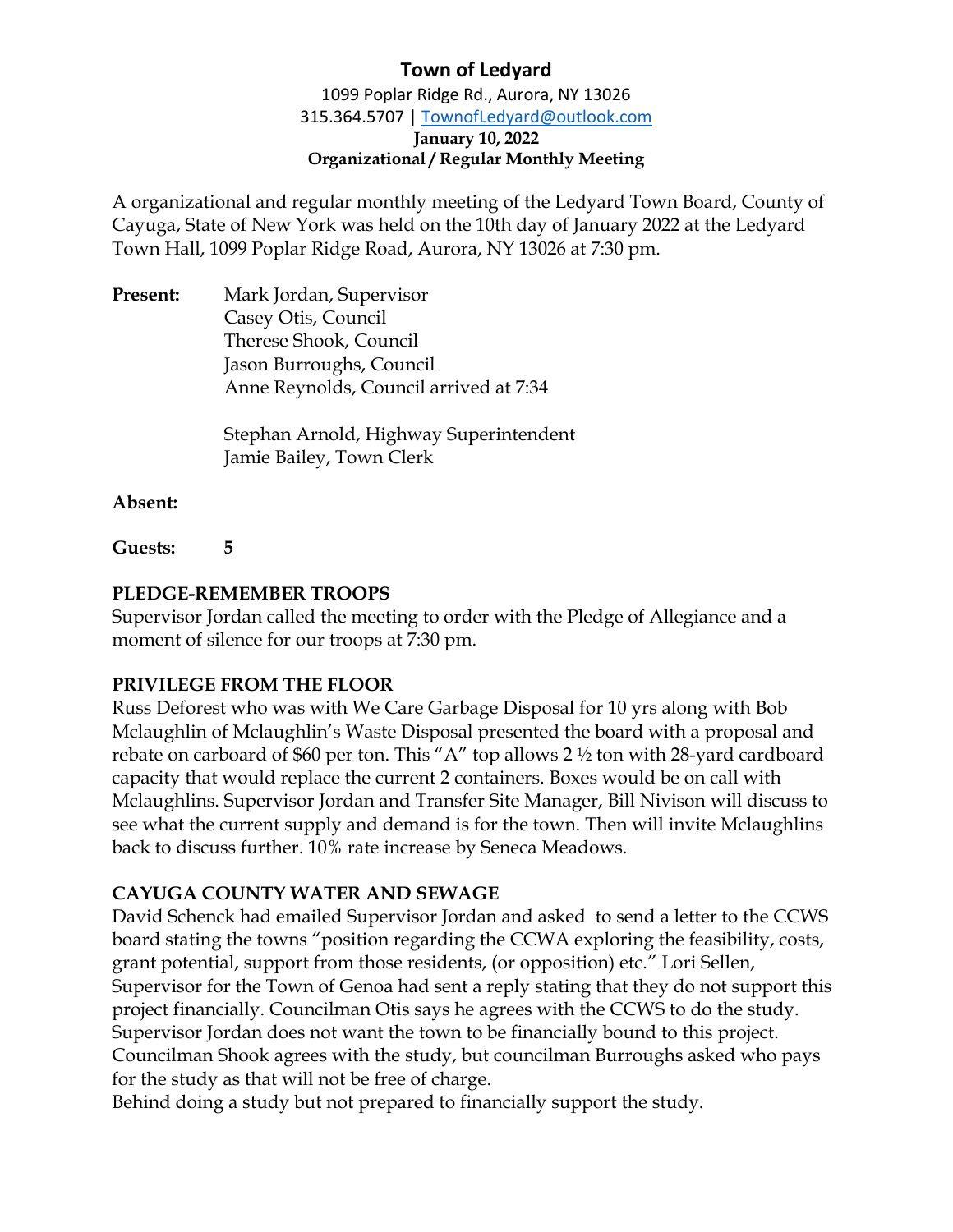# Town of Ledyard

1099 Poplar Ridge Rd., Aurora, NY 13026
315.364.5707 | TownofLedyard@outlook.com

**January 10, 2022**
**Organizational / Regular Monthly Meeting**

A organizational and regular monthly meeting of the Ledyard Town Board, County of Cayuga, State of New York was held on the 10th day of January 2022 at the Ledyard Town Hall, 1099 Poplar Ridge Road, Aurora, NY 13026 at 7:30 pm.

**Present:** Mark Jordan, Supervisor
Casey Otis, Council
Therese Shook, Council
Jason Burroughs, Council
Anne Reynolds, Council arrived at 7:34

Stephan Arnold, Highway Superintendent
Jamie Bailey, Town Clerk

**Absent:**

**Guests:** 5

**PLEDGE-REMEMBER TROOPS**

Supervisor Jordan called the meeting to order with the Pledge of Allegiance and a moment of silence for our troops at 7:30 pm.

**PRIVILEGE FROM THE FLOOR**

Russ Deforest who was with We Care Garbage Disposal for 10 yrs along with Bob Mclaughlin of Mclaughlin's Waste Disposal presented the board with a proposal and rebate on carboard of $60 per ton. This "A" top allows 2 ½ ton with 28-yard cardboard capacity that would replace the current 2 containers. Boxes would be on call with Mclaughlins. Supervisor Jordan and Transfer Site Manager, Bill Nivison will discuss to see what the current supply and demand is for the town. Then will invite Mclaughlins back to discuss further. 10% rate increase by Seneca Meadows.

**CAYUGA COUNTY WATER AND SEWAGE**

David Schenck had emailed Supervisor Jordan and asked to send a letter to the CCWS board stating the towns "position regarding the CCWA exploring the feasibility, costs, grant potential, support from those residents, (or opposition) etc." Lori Sellen, Supervisor for the Town of Genoa had sent a reply stating that they do not support this project financially. Councilman Otis says he agrees with the CCWS to do the study. Supervisor Jordan does not want the town to be financially bound to this project. Councilman Shook agrees with the study, but councilman Burroughs asked who pays for the study as that will not be free of charge.

Behind doing a study but not prepared to financially support the study.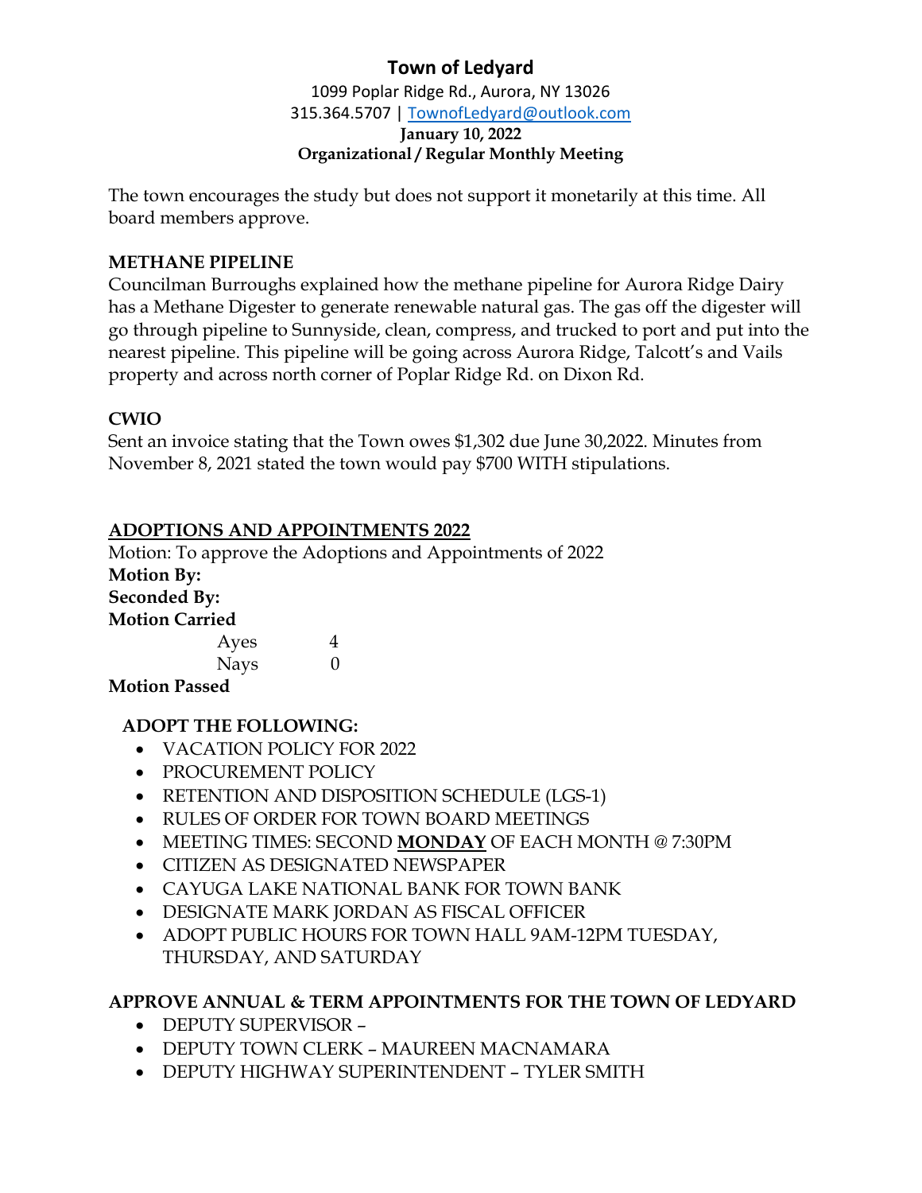The town encourages the study but does not support it monetarily at this time. All board members approve.

**METHANE PIPELINE**

Councilman Burroughs explained how the methane pipeline for Aurora Ridge Dairy has a Methane Digester to generate renewable natural gas. The gas off the digester will go through pipeline to Sunnyside, clean, compress, and trucked to port and put into the nearest pipeline. This pipeline will be going across Aurora Ridge, Talcott's and Vails property and across north corner of Poplar Ridge Rd. on Dixon Rd.

**CWIO**

Sent an invoice stating that the Town owes $1,302 due June 30,2022. Minutes from November 8, 2021 stated the town would pay $700 WITH stipulations.

**ADOPTIONS AND APPOINTMENTS 2022**

Motion: To approve the Adoptions and Appointments of 2022

**Motion By:**

**Seconded By:**

**Motion Carried**

| Ayes | 4 |
|---|---|
| Nays | 0 |

**Motion Passed**

**ADOPT THE FOLLOWING:**

- VACATION POLICY FOR 2022
- PROCUREMENT POLICY
- RETENTION AND DISPOSITION SCHEDULE (LGS-1)
- RULES OF ORDER FOR TOWN BOARD MEETINGS
- MEETING TIMES: SECOND **MONDAY** OF EACH MONTH @ 7:30PM
- CITIZEN AS DESIGNATED NEWSPAPER
- CAYUGA LAKE NATIONAL BANK FOR TOWN BANK
- DESIGNATE MARK JORDAN AS FISCAL OFFICER
- ADOPT PUBLIC HOURS FOR TOWN HALL 9AM-12PM TUESDAY, THURSDAY, AND SATURDAY

**APPROVE ANNUAL & TERM APPOINTMENTS FOR THE TOWN OF LEDYARD**

- DEPUTY SUPERVISOR –
- DEPUTY TOWN CLERK – MAUREEN MACNAMARA
- DEPUTY HIGHWAY SUPERINTENDENT – TYLER SMITH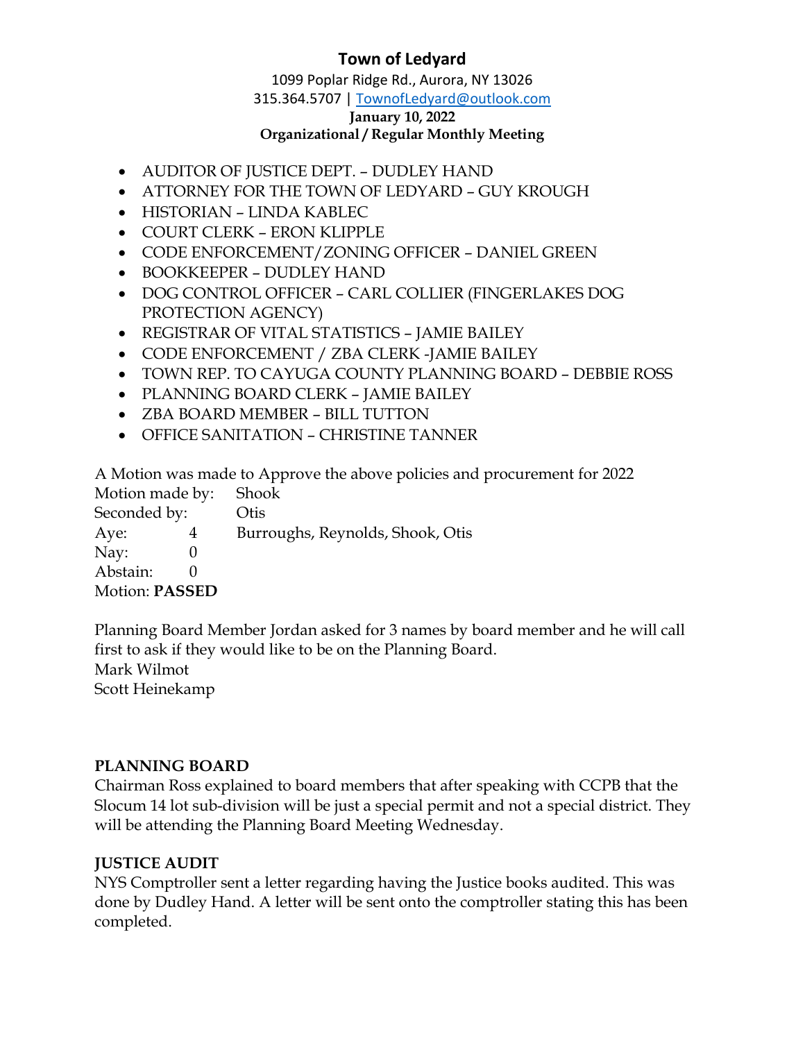# Town of Ledyard

1099 Poplar Ridge Rd., Aurora, NY 13026
315.364.5707 | TownofLedyard@outlook.com
**January 10, 2022**
**Organizational / Regular Monthly Meeting**

- AUDITOR OF JUSTICE DEPT. – DUDLEY HAND
- ATTORNEY FOR THE TOWN OF LEDYARD – GUY KROUGH
- HISTORIAN – LINDA KABLEC
- COURT CLERK – ERON KLIPPLE
- CODE ENFORCEMENT/ZONING OFFICER – DANIEL GREEN
- BOOKKEEPER – DUDLEY HAND
- DOG CONTROL OFFICER – CARL COLLIER (FINGERLAKES DOG PROTECTION AGENCY)
- REGISTRAR OF VITAL STATISTICS – JAMIE BAILEY
- CODE ENFORCEMENT / ZBA CLERK -JAMIE BAILEY
- TOWN REP. TO CAYUGA COUNTY PLANNING BOARD – DEBBIE ROSS
- PLANNING BOARD CLERK – JAMIE BAILEY
- ZBA BOARD MEMBER – BILL TUTTON
- OFFICE SANITATION – CHRISTINE TANNER

A Motion was made to Approve the above policies and procurement for 2022
Motion made by: Shook
Seconded by: Otis
Aye: 4 Burroughs, Reynolds, Shook, Otis
Nay: 0
Abstain: 0
Motion: **PASSED**

Planning Board Member Jordan asked for 3 names by board member and he will call first to ask if they would like to be on the Planning Board.
Mark Wilmot
Scott Heinekamp

**PLANNING BOARD**
Chairman Ross explained to board members that after speaking with CCPB that the Slocum 14 lot sub-division will be just a special permit and not a special district. They will be attending the Planning Board Meeting Wednesday.

**JUSTICE AUDIT**
NYS Comptroller sent a letter regarding having the Justice books audited. This was done by Dudley Hand. A letter will be sent onto the comptroller stating this has been completed.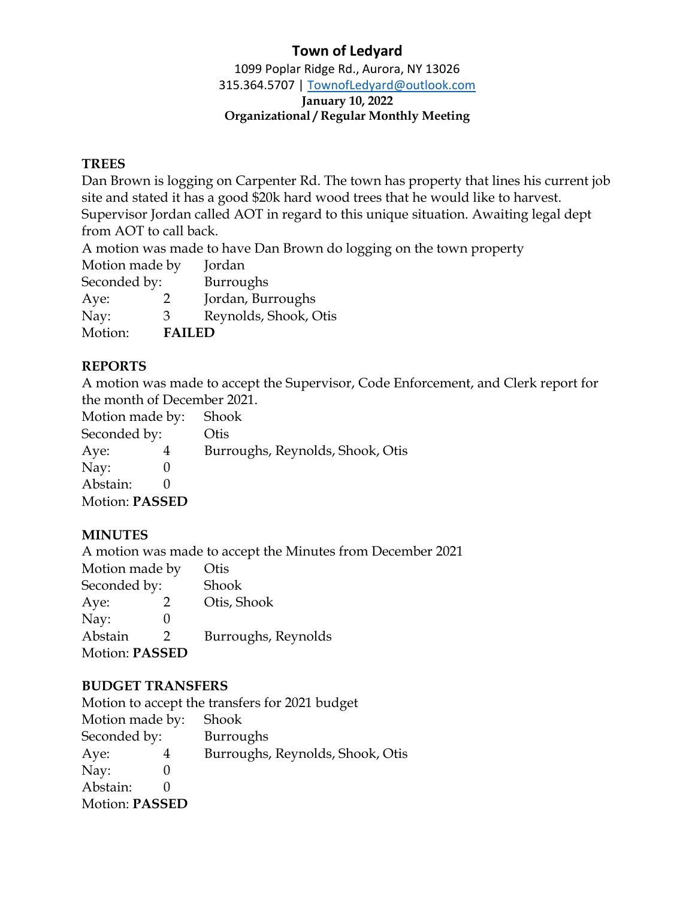# Town of Ledyard

1099 Poplar Ridge Rd., Aurora, NY 13026
315.364.5707 | TownofLedyard@outlook.com

**January 10, 2022**
**Organizational / Regular Monthly Meeting**

**TREES**

Dan Brown is logging on Carpenter Rd. The town has property that lines his current job site and stated it has a good $20k hard wood trees that he would like to harvest. Supervisor Jordan called AOT in regard to this unique situation. Awaiting legal dept from AOT to call back.

A motion was made to have Dan Brown do logging on the town property

| | | |
|---|---|---|
| Motion made by | | Jordan |
| Seconded by: | | Burroughs |
| Aye: | 2 | Jordan, Burroughs |
| Nay: | 3 | Reynolds, Shook, Otis |
| Motion: | **FAILED** | |

**REPORTS**

A motion was made to accept the Supervisor, Code Enforcement, and Clerk report for the month of December 2021.

| | | |
|---|---|---|
| Motion made by: | | Shook |
| Seconded by: | | Otis |
| Aye: | 4 | Burroughs, Reynolds, Shook, Otis |
| Nay: | 0 | |
| Abstain: | 0 | |

Motion: **PASSED**

**MINUTES**

A motion was made to accept the Minutes from December 2021

| | | |
|---|---|---|
| Motion made by | | Otis |
| Seconded by: | | Shook |
| Aye: | 2 | Otis, Shook |
| Nay: | 0 | |
| Abstain | 2 | Burroughs, Reynolds |

Motion: **PASSED**

**BUDGET TRANSFERS**

Motion to accept the transfers for 2021 budget

| | | |
|---|---|---|
| Motion made by: | | Shook |
| Seconded by: | | Burroughs |
| Aye: | 4 | Burroughs, Reynolds, Shook, Otis |
| Nay: | 0 | |
| Abstain: | 0 | |

Motion: **PASSED**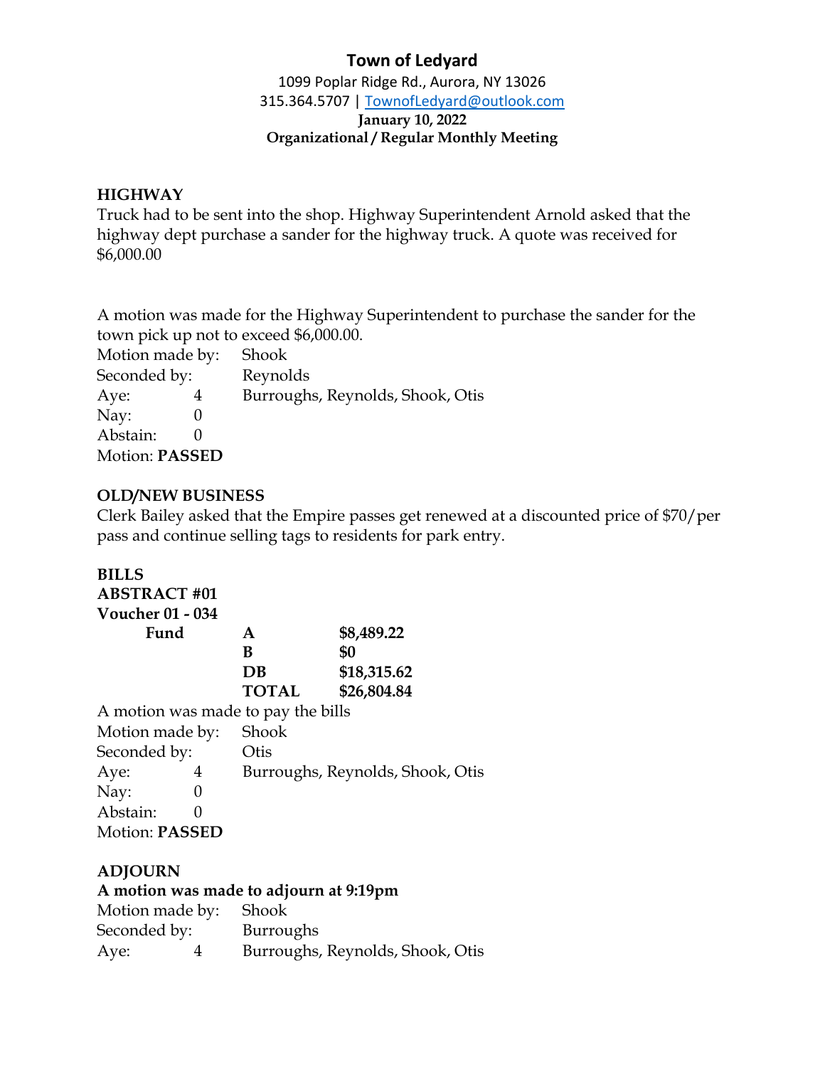# Town of Ledyard

1099 Poplar Ridge Rd., Aurora, NY 13026
315.364.5707 | TownofLedyard@outlook.com

**January 10, 2022**
**Organizational / Regular Monthly Meeting**

## HIGHWAY

Truck had to be sent into the shop. Highway Superintendent Arnold asked that the highway dept purchase a sander for the highway truck. A quote was received for $6,000.00

A motion was made for the Highway Superintendent to purchase the sander for the town pick up not to exceed $6,000.00.

Motion made by: Shook
Seconded by: Reynolds
Aye: 4 Burroughs, Reynolds, Shook, Otis
Nay: 0
Abstain: 0
Motion: **PASSED**

## OLD/NEW BUSINESS

Clerk Bailey asked that the Empire passes get renewed at a discounted price of $70/per pass and continue selling tags to residents for park entry.

## BILLS

**ABSTRACT #01**
**Voucher 01 - 034**

| Fund | | |
|---|---|---|
| | A | $8,489.22 |
| | B | $0 |
| | DB | $18,315.62 |
| | TOTAL | $26,804.84 |

A motion was made to pay the bills
Motion made by: Shook
Seconded by: Otis
Aye: 4 Burroughs, Reynolds, Shook, Otis
Nay: 0
Abstain: 0
Motion: **PASSED**

## ADJOURN

**A motion was made to adjourn at 9:19pm**
Motion made by: Shook
Seconded by: Burroughs
Aye: 4 Burroughs, Reynolds, Shook, Otis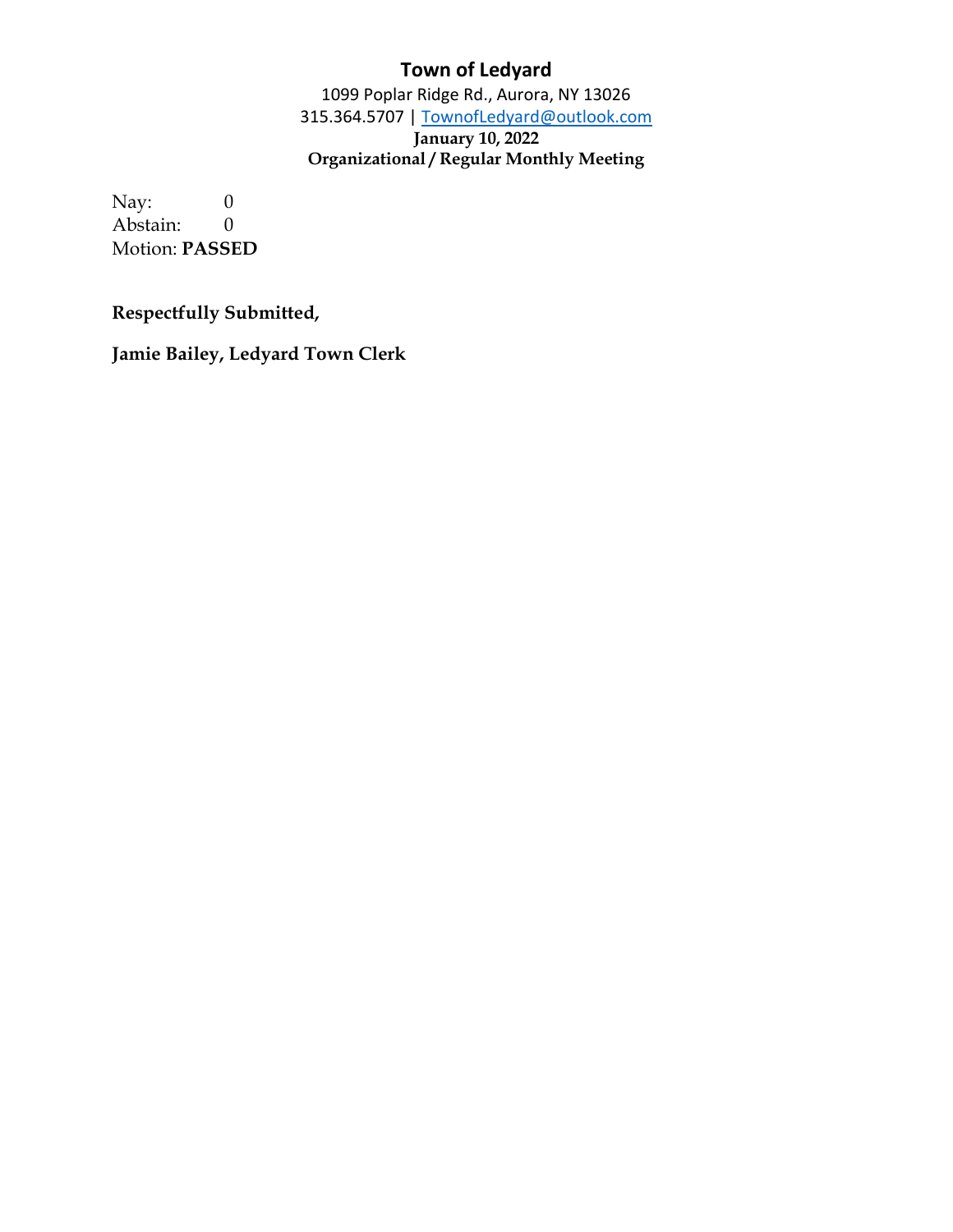Nay: 0
Abstain: 0
Motion: **PASSED**

**Respectfully Submitted,**

**Jamie Bailey, Ledyard Town Clerk**